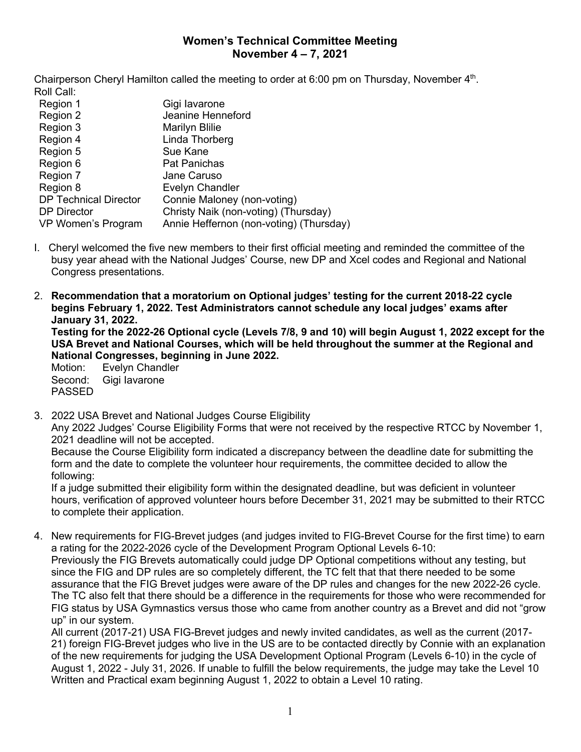# Women's Technical Committee Meeting
## November 4 – 7, 2021

Chairperson Cheryl Hamilton called the meeting to order at 6:00 pm on Thursday, November 4th.

Roll Call:

| | |
|---|---|
| Region 1 | Gigi Iavarone |
| Region 2 | Jeanine Henneford |
| Region 3 | Marilyn Blilie |
| Region 4 | Linda Thorberg |
| Region 5 | Sue Kane |
| Region 6 | Pat Panichas |
| Region 7 | Jane Caruso |
| Region 8 | Evelyn Chandler |
| DP Technical Director | Connie Maloney (non-voting) |
| DP Director | Christy Naik (non-voting) (Thursday) |
| VP Women's Program | Annie Heffernon (non-voting) (Thursday) |

I. Cheryl welcomed the five new members to their first official meeting and reminded the committee of the busy year ahead with the National Judges' Course, new DP and Xcel codes and Regional and National Congress presentations.

2. **Recommendation that a moratorium on Optional judges' testing for the current 2018-22 cycle begins February 1, 2022. Test Administrators cannot schedule any local judges' exams after January 31, 2022.**
   **Testing for the 2022-26 Optional cycle (Levels 7/8, 9 and 10) will begin August 1, 2022 except for the USA Brevet and National Courses, which will be held throughout the summer at the Regional and National Congresses, beginning in June 2022.**
   Motion: Evelyn Chandler
   Second: Gigi Iavarone
   PASSED

3. 2022 USA Brevet and National Judges Course Eligibility
   Any 2022 Judges' Course Eligibility Forms that were not received by the respective RTCC by November 1, 2021 deadline will not be accepted.
   Because the Course Eligibility form indicated a discrepancy between the deadline date for submitting the form and the date to complete the volunteer hour requirements, the committee decided to allow the following:
   If a judge submitted their eligibility form within the designated deadline, but was deficient in volunteer hours, verification of approved volunteer hours before December 31, 2021 may be submitted to their RTCC to complete their application.

4. New requirements for FIG-Brevet judges (and judges invited to FIG-Brevet Course for the first time) to earn a rating for the 2022-2026 cycle of the Development Program Optional Levels 6-10:
   Previously the FIG Brevets automatically could judge DP Optional competitions without any testing, but since the FIG and DP rules are so completely different, the TC felt that that there needed to be some assurance that the FIG Brevet judges were aware of the DP rules and changes for the new 2022-26 cycle. The TC also felt that there should be a difference in the requirements for those who were recommended for FIG status by USA Gymnastics versus those who came from another country as a Brevet and did not "grow up" in our system.
   All current (2017-21) USA FIG-Brevet judges and newly invited candidates, as well as the current (2017-21) foreign FIG-Brevet judges who live in the US are to be contacted directly by Connie with an explanation of the new requirements for judging the USA Development Optional Program (Levels 6-10) in the cycle of August 1, 2022 - July 31, 2026. If unable to fulfill the below requirements, the judge may take the Level 10 Written and Practical exam beginning August 1, 2022 to obtain a Level 10 rating.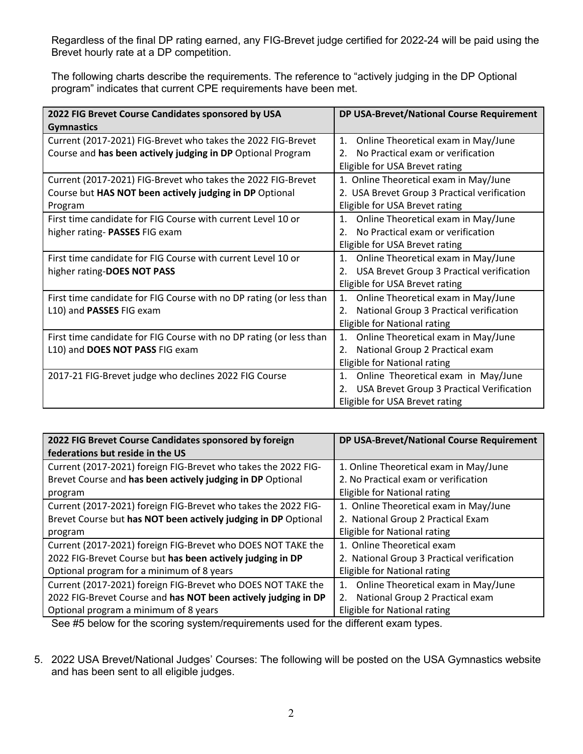Regardless of the final DP rating earned, any FIG-Brevet judge certified for 2022-24 will be paid using the Brevet hourly rate at a DP competition.

The following charts describe the requirements. The reference to "actively judging in the DP Optional program" indicates that current CPE requirements have been met.

| 2022 FIG Brevet Course Candidates sponsored by USA Gymnastics | DP USA-Brevet/National Course Requirement |
|---|---|
| Current (2017-2021) FIG-Brevet who takes the 2022 FIG-Brevet Course and **has been actively judging in DP** Optional Program | 1. Online Theoretical exam in May/June<br>2. No Practical exam or verification<br>Eligible for USA Brevet rating |
| Current (2017-2021) FIG-Brevet who takes the 2022 FIG-Brevet Course but **HAS NOT been actively judging in DP** Optional Program | 1. Online Theoretical exam in May/June<br>2. USA Brevet Group 3 Practical verification<br>Eligible for USA Brevet rating |
| First time candidate for FIG Course with current Level 10 or higher rating- **PASSES** FIG exam | 1. Online Theoretical exam in May/June<br>2. No Practical exam or verification<br>Eligible for USA Brevet rating |
| First time candidate for FIG Course with current Level 10 or higher rating-**DOES NOT PASS** | 1. Online Theoretical exam in May/June<br>2. USA Brevet Group 3 Practical verification<br>Eligible for USA Brevet rating |
| First time candidate for FIG Course with no DP rating (or less than L10) and **PASSES** FIG exam | 1. Online Theoretical exam in May/June<br>2. National Group 3 Practical verification<br>Eligible for National rating |
| First time candidate for FIG Course with no DP rating (or less than L10) and **DOES NOT PASS** FIG exam | 1. Online Theoretical exam in May/June<br>2. National Group 2 Practical exam<br>Eligible for National rating |
| 2017-21 FIG-Brevet judge who declines 2022 FIG Course | 1. Online Theoretical exam in May/June<br>2. USA Brevet Group 3 Practical Verification<br>Eligible for USA Brevet rating |

| 2022 FIG Brevet Course Candidates sponsored by foreign federations but reside in the US | DP USA-Brevet/National Course Requirement |
|---|---|
| Current (2017-2021) foreign FIG-Brevet who takes the 2022 FIG-Brevet Course and **has been actively judging in DP** Optional program | 1. Online Theoretical exam in May/June<br>2. No Practical exam or verification<br>Eligible for National rating |
| Current (2017-2021) foreign FIG-Brevet who takes the 2022 FIG-Brevet Course but **has NOT been actively judging in DP** Optional program | 1. Online Theoretical exam in May/June<br>2. National Group 2 Practical Exam<br>Eligible for National rating |
| Current (2017-2021) foreign FIG-Brevet who DOES NOT TAKE the 2022 FIG-Brevet Course but **has been actively judging in DP** Optional program for a minimum of 8 years | 1. Online Theoretical exam<br>2. National Group 3 Practical verification<br>Eligible for National rating |
| Current (2017-2021) foreign FIG-Brevet who DOES NOT TAKE the 2022 FIG-Brevet Course and **has NOT been actively judging in DP** Optional program a minimum of 8 years | 1. Online Theoretical exam in May/June<br>2. National Group 2 Practical exam<br>Eligible for National rating |

See #5 below for the scoring system/requirements used for the different exam types.

5. 2022 USA Brevet/National Judges' Courses: The following will be posted on the USA Gymnastics website and has been sent to all eligible judges.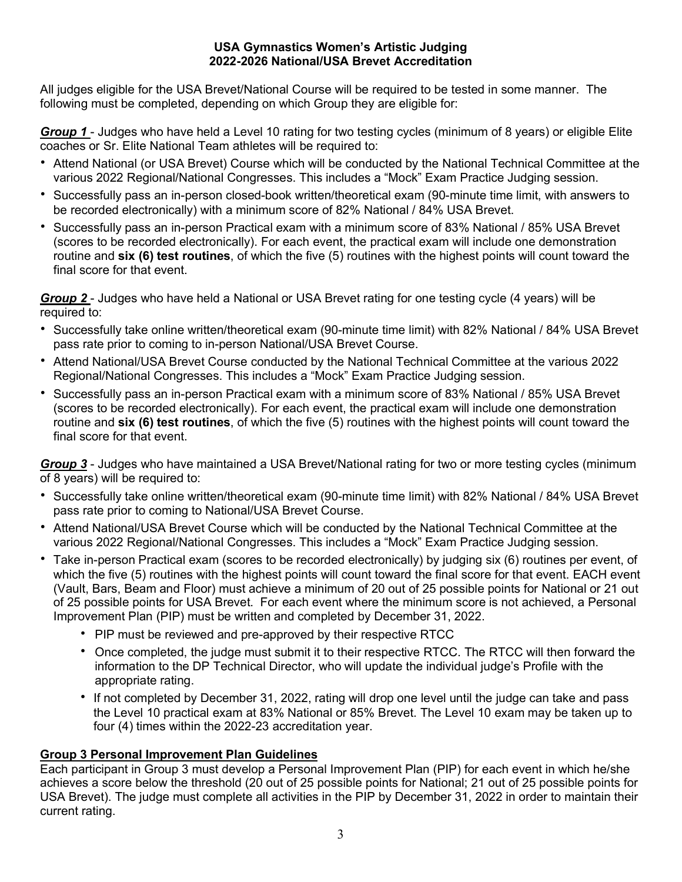**USA Gymnastics Women's Artistic Judging**
**2022-2026 National/USA Brevet Accreditation**

All judges eligible for the USA Brevet/National Course will be required to be tested in some manner. The following must be completed, depending on which Group they are eligible for:

***Group 1*** - Judges who have held a Level 10 rating for two testing cycles (minimum of 8 years) or eligible Elite coaches or Sr. Elite National Team athletes will be required to:

- Attend National (or USA Brevet) Course which will be conducted by the National Technical Committee at the various 2022 Regional/National Congresses. This includes a "Mock" Exam Practice Judging session.
- Successfully pass an in-person closed-book written/theoretical exam (90-minute time limit, with answers to be recorded electronically) with a minimum score of 82% National / 84% USA Brevet.
- Successfully pass an in-person Practical exam with a minimum score of 83% National / 85% USA Brevet (scores to be recorded electronically). For each event, the practical exam will include one demonstration routine and **six (6) test routines**, of which the five (5) routines with the highest points will count toward the final score for that event.

***Group 2*** - Judges who have held a National or USA Brevet rating for one testing cycle (4 years) will be required to:

- Successfully take online written/theoretical exam (90-minute time limit) with 82% National / 84% USA Brevet pass rate prior to coming to in-person National/USA Brevet Course.
- Attend National/USA Brevet Course conducted by the National Technical Committee at the various 2022 Regional/National Congresses. This includes a "Mock" Exam Practice Judging session.
- Successfully pass an in-person Practical exam with a minimum score of 83% National / 85% USA Brevet (scores to be recorded electronically). For each event, the practical exam will include one demonstration routine and **six (6) test routines**, of which the five (5) routines with the highest points will count toward the final score for that event.

***Group 3*** - Judges who have maintained a USA Brevet/National rating for two or more testing cycles (minimum of 8 years) will be required to:

- Successfully take online written/theoretical exam (90-minute time limit) with 82% National / 84% USA Brevet pass rate prior to coming to National/USA Brevet Course.
- Attend National/USA Brevet Course which will be conducted by the National Technical Committee at the various 2022 Regional/National Congresses. This includes a "Mock" Exam Practice Judging session.
- Take in-person Practical exam (scores to be recorded electronically) by judging six (6) routines per event, of which the five (5) routines with the highest points will count toward the final score for that event. EACH event (Vault, Bars, Beam and Floor) must achieve a minimum of 20 out of 25 possible points for National or 21 out of 25 possible points for USA Brevet. For each event where the minimum score is not achieved, a Personal Improvement Plan (PIP) must be written and completed by December 31, 2022.
  - PIP must be reviewed and pre-approved by their respective RTCC
  - Once completed, the judge must submit it to their respective RTCC. The RTCC will then forward the information to the DP Technical Director, who will update the individual judge's Profile with the appropriate rating.
  - If not completed by December 31, 2022, rating will drop one level until the judge can take and pass the Level 10 practical exam at 83% National or 85% Brevet. The Level 10 exam may be taken up to four (4) times within the 2022-23 accreditation year.

**Group 3 Personal Improvement Plan Guidelines**

Each participant in Group 3 must develop a Personal Improvement Plan (PIP) for each event in which he/she achieves a score below the threshold (20 out of 25 possible points for National; 21 out of 25 possible points for USA Brevet). The judge must complete all activities in the PIP by December 31, 2022 in order to maintain their current rating.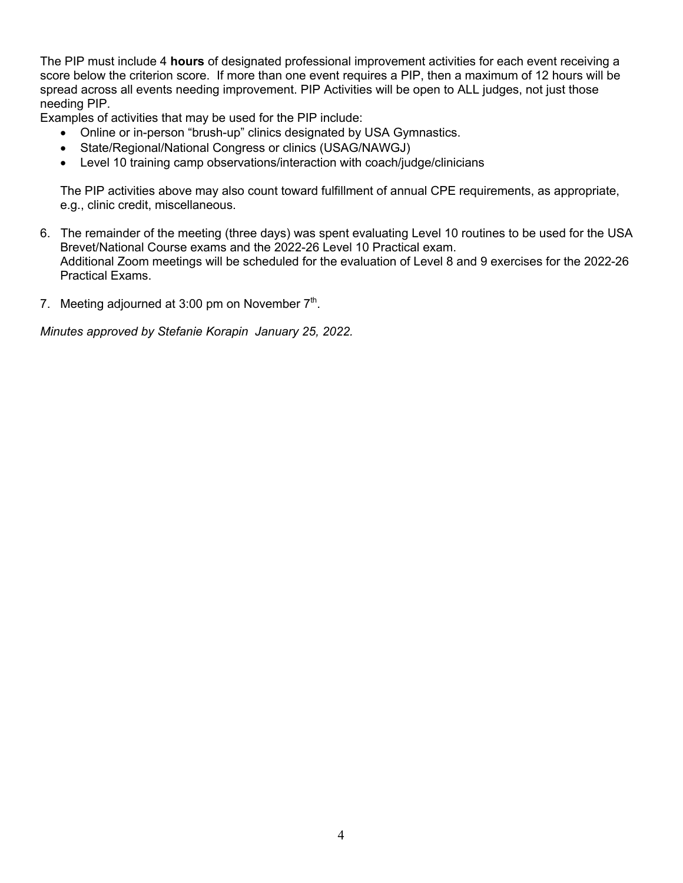The PIP must include 4 **hours** of designated professional improvement activities for each event receiving a score below the criterion score. If more than one event requires a PIP, then a maximum of 12 hours will be spread across all events needing improvement. PIP Activities will be open to ALL judges, not just those needing PIP.

Examples of activities that may be used for the PIP include:

- Online or in-person "brush-up" clinics designated by USA Gymnastics.
- State/Regional/National Congress or clinics (USAG/NAWGJ)
- Level 10 training camp observations/interaction with coach/judge/clinicians

The PIP activities above may also count toward fulfillment of annual CPE requirements, as appropriate, e.g., clinic credit, miscellaneous.

6. The remainder of the meeting (three days) was spent evaluating Level 10 routines to be used for the USA Brevet/National Course exams and the 2022-26 Level 10 Practical exam.
   Additional Zoom meetings will be scheduled for the evaluation of Level 8 and 9 exercises for the 2022-26 Practical Exams.

7. Meeting adjourned at 3:00 pm on November 7th.

*Minutes approved by Stefanie Korapin January 25, 2022.*